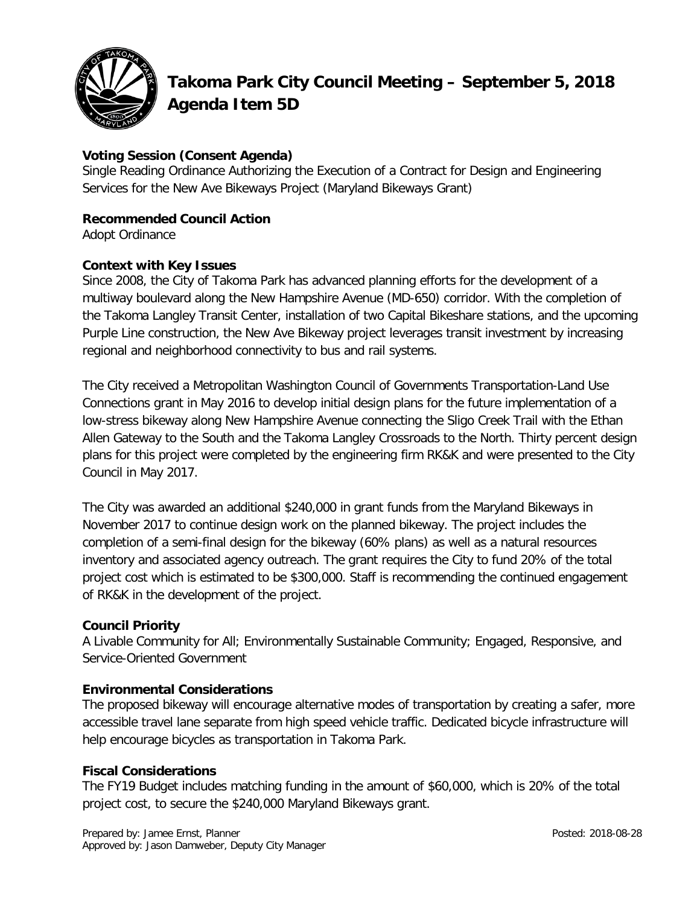# Takoma Park City Council Meeting – September 5, 2018
# Agenda Item 5D

**Voting Session (Consent Agenda)**
Single Reading Ordinance Authorizing the Execution of a Contract for Design and Engineering Services for the New Ave Bikeways Project (Maryland Bikeways Grant)

**Recommended Council Action**
Adopt Ordinance

**Context with Key Issues**
Since 2008, the City of Takoma Park has advanced planning efforts for the development of a multiway boulevard along the New Hampshire Avenue (MD-650) corridor. With the completion of the Takoma Langley Transit Center, installation of two Capital Bikeshare stations, and the upcoming Purple Line construction, the New Ave Bikeway project leverages transit investment by increasing regional and neighborhood connectivity to bus and rail systems.

The City received a Metropolitan Washington Council of Governments Transportation-Land Use Connections grant in May 2016 to develop initial design plans for the future implementation of a low-stress bikeway along New Hampshire Avenue connecting the Sligo Creek Trail with the Ethan Allen Gateway to the South and the Takoma Langley Crossroads to the North. Thirty percent design plans for this project were completed by the engineering firm RK&K and were presented to the City Council in May 2017.

The City was awarded an additional $240,000 in grant funds from the Maryland Bikeways in November 2017 to continue design work on the planned bikeway. The project includes the completion of a semi-final design for the bikeway (60% plans) as well as a natural resources inventory and associated agency outreach. The grant requires the City to fund 20% of the total project cost which is estimated to be $300,000. Staff is recommending the continued engagement of RK&K in the development of the project.

**Council Priority**
A Livable Community for All; Environmentally Sustainable Community; Engaged, Responsive, and Service-Oriented Government

**Environmental Considerations**
The proposed bikeway will encourage alternative modes of transportation by creating a safer, more accessible travel lane separate from high speed vehicle traffic. Dedicated bicycle infrastructure will help encourage bicycles as transportation in Takoma Park.

**Fiscal Considerations**
The FY19 Budget includes matching funding in the amount of $60,000, which is 20% of the total project cost, to secure the $240,000 Maryland Bikeways grant.

Prepared by: Jamee Ernst, Planner
Approved by: Jason Damweber, Deputy City Manager

Posted: 2018-08-28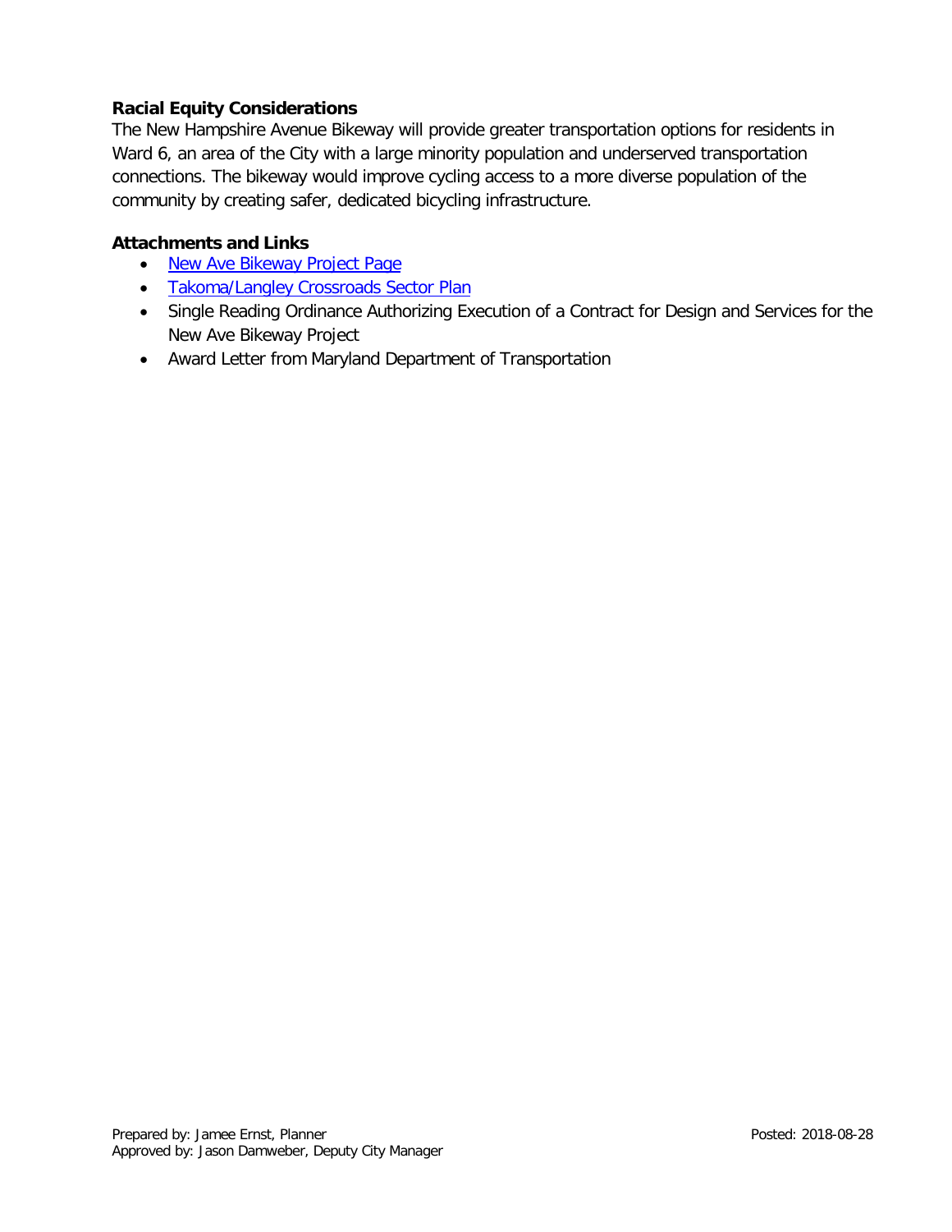**Racial Equity Considerations**

The New Hampshire Avenue Bikeway will provide greater transportation options for residents in Ward 6, an area of the City with a large minority population and underserved transportation connections. The bikeway would improve cycling access to a more diverse population of the community by creating safer, dedicated bicycling infrastructure.

**Attachments and Links**

- New Ave Bikeway Project Page
- Takoma/Langley Crossroads Sector Plan
- Single Reading Ordinance Authorizing Execution of a Contract for Design and Services for the New Ave Bikeway Project
- Award Letter from Maryland Department of Transportation

Prepared by: Jamee Ernst, Planner
Approved by: Jason Damweber, Deputy City Manager

Posted: 2018-08-28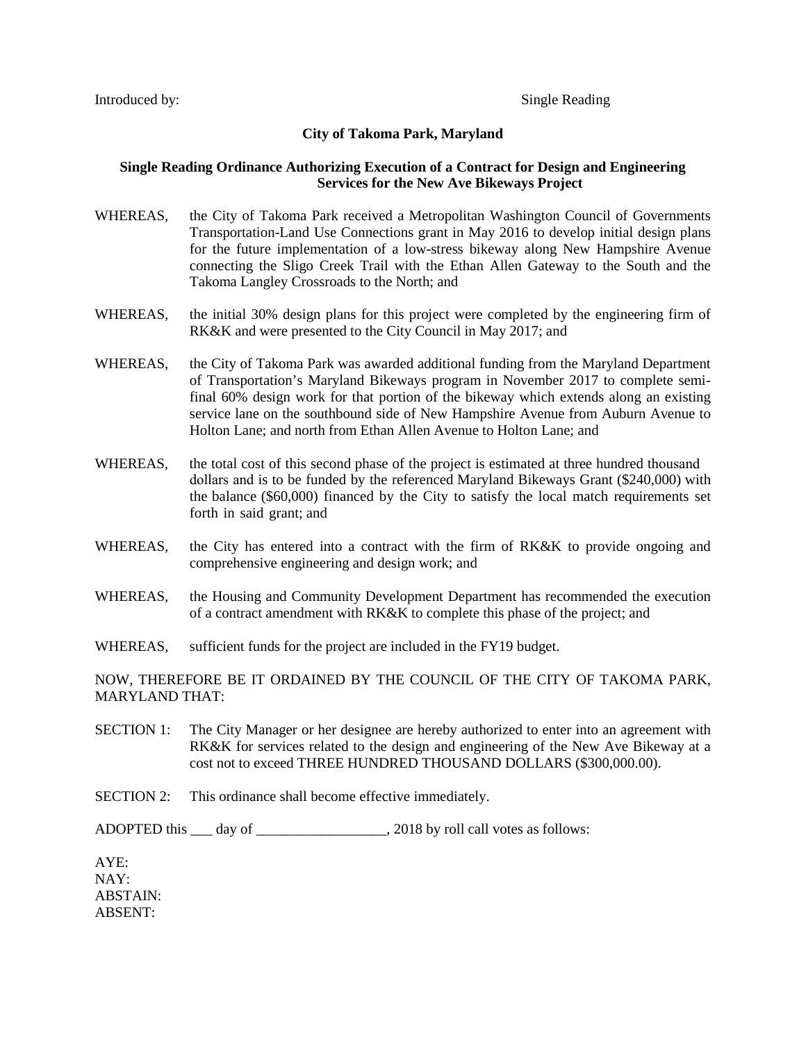Introduced by: Single Reading

**City of Takoma Park, Maryland**

**Single Reading Ordinance Authorizing Execution of a Contract for Design and Engineering Services for the New Ave Bikeways Project**

WHEREAS, the City of Takoma Park received a Metropolitan Washington Council of Governments Transportation-Land Use Connections grant in May 2016 to develop initial design plans for the future implementation of a low-stress bikeway along New Hampshire Avenue connecting the Sligo Creek Trail with the Ethan Allen Gateway to the South and the Takoma Langley Crossroads to the North; and

WHEREAS, the initial 30% design plans for this project were completed by the engineering firm of RK&K and were presented to the City Council in May 2017; and

WHEREAS, the City of Takoma Park was awarded additional funding from the Maryland Department of Transportation's Maryland Bikeways program in November 2017 to complete semi-final 60% design work for that portion of the bikeway which extends along an existing service lane on the southbound side of New Hampshire Avenue from Auburn Avenue to Holton Lane; and north from Ethan Allen Avenue to Holton Lane; and

WHEREAS, the total cost of this second phase of the project is estimated at three hundred thousand dollars and is to be funded by the referenced Maryland Bikeways Grant ($240,000) with the balance ($60,000) financed by the City to satisfy the local match requirements set forth in said grant; and

WHEREAS, the City has entered into a contract with the firm of RK&K to provide ongoing and comprehensive engineering and design work; and

WHEREAS, the Housing and Community Development Department has recommended the execution of a contract amendment with RK&K to complete this phase of the project; and

WHEREAS, sufficient funds for the project are included in the FY19 budget.

NOW, THEREFORE BE IT ORDAINED BY THE COUNCIL OF THE CITY OF TAKOMA PARK, MARYLAND THAT:

SECTION 1: The City Manager or her designee are hereby authorized to enter into an agreement with RK&K for services related to the design and engineering of the New Ave Bikeway at a cost not to exceed THREE HUNDRED THOUSAND DOLLARS ($300,000.00).

SECTION 2: This ordinance shall become effective immediately.

ADOPTED this ___ day of __________________, 2018 by roll call votes as follows:

AYE:
NAY:
ABSTAIN:
ABSENT: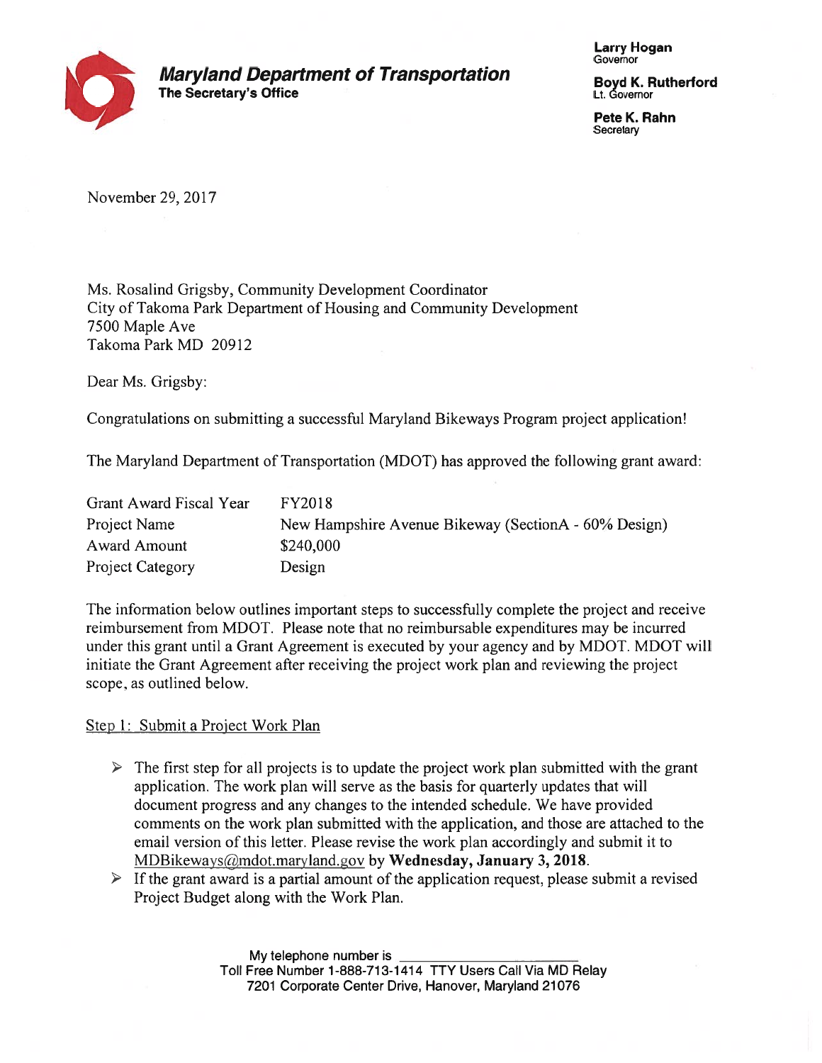**Maryland Department of Transportation**
**The Secretary's Office**

**Larry Hogan**
Governor

**Boyd K. Rutherford**
Lt. Governor

**Pete K. Rahn**
Secretary

November 29, 2017

Ms. Rosalind Grigsby, Community Development Coordinator
City of Takoma Park Department of Housing and Community Development
7500 Maple Ave
Takoma Park MD 20912

Dear Ms. Grigsby:

Congratulations on submitting a successful Maryland Bikeways Program project application!

The Maryland Department of Transportation (MDOT) has approved the following grant award:

| | |
|---|---|
| Grant Award Fiscal Year | FY2018 |
| Project Name | New Hampshire Avenue Bikeway (SectionA - 60% Design) |
| Award Amount | $240,000 |
| Project Category | Design |

The information below outlines important steps to successfully complete the project and receive reimbursement from MDOT. Please note that no reimbursable expenditures may be incurred under this grant until a Grant Agreement is executed by your agency and by MDOT. MDOT will initiate the Grant Agreement after receiving the project work plan and reviewing the project scope, as outlined below.

Step 1: Submit a Project Work Plan

- The first step for all projects is to update the project work plan submitted with the grant application. The work plan will serve as the basis for quarterly updates that will document progress and any changes to the intended schedule. We have provided comments on the work plan submitted with the application, and those are attached to the email version of this letter. Please revise the work plan accordingly and submit it to MDBikeways@mdot.maryland.gov by **Wednesday, January 3, 2018**.
- If the grant award is a partial amount of the application request, please submit a revised Project Budget along with the Work Plan.

My telephone number is ______________________
Toll Free Number 1-888-713-1414 TTY Users Call Via MD Relay
7201 Corporate Center Drive, Hanover, Maryland 21076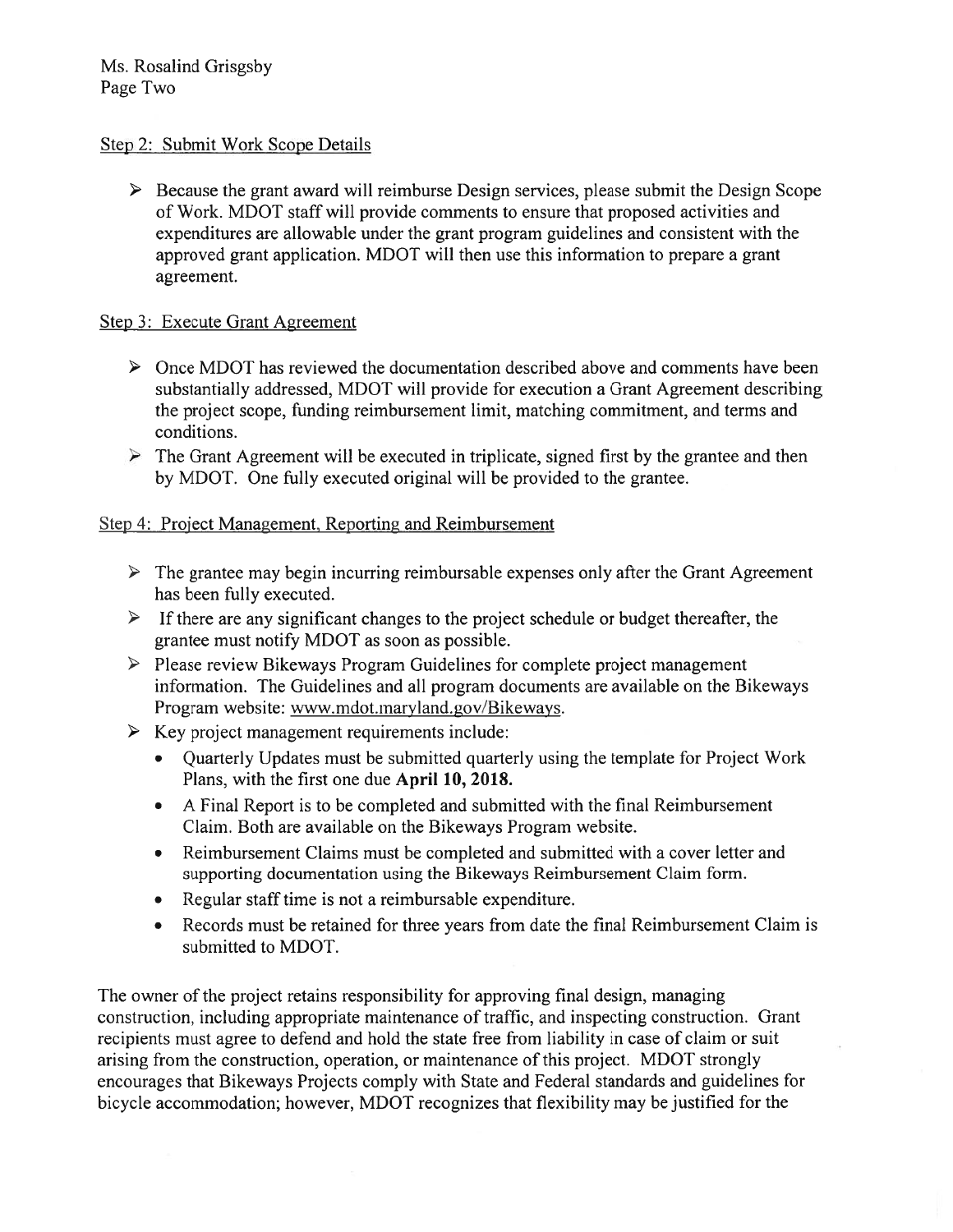Ms. Rosalind Grisgsby
Page Two

Step 2: Submit Work Scope Details

- Because the grant award will reimburse Design services, please submit the Design Scope of Work. MDOT staff will provide comments to ensure that proposed activities and expenditures are allowable under the grant program guidelines and consistent with the approved grant application. MDOT will then use this information to prepare a grant agreement.

Step 3: Execute Grant Agreement

- Once MDOT has reviewed the documentation described above and comments have been substantially addressed, MDOT will provide for execution a Grant Agreement describing the project scope, funding reimbursement limit, matching commitment, and terms and conditions.
- The Grant Agreement will be executed in triplicate, signed first by the grantee and then by MDOT. One fully executed original will be provided to the grantee.

Step 4: Project Management, Reporting and Reimbursement

- The grantee may begin incurring reimbursable expenses only after the Grant Agreement has been fully executed.
- If there are any significant changes to the project schedule or budget thereafter, the grantee must notify MDOT as soon as possible.
- Please review Bikeways Program Guidelines for complete project management information. The Guidelines and all program documents are available on the Bikeways Program website: www.mdot.maryland.gov/Bikeways.
- Key project management requirements include:
  - Quarterly Updates must be submitted quarterly using the template for Project Work Plans, with the first one due **April 10, 2018.**
  - A Final Report is to be completed and submitted with the final Reimbursement Claim. Both are available on the Bikeways Program website.
  - Reimbursement Claims must be completed and submitted with a cover letter and supporting documentation using the Bikeways Reimbursement Claim form.
  - Regular staff time is not a reimbursable expenditure.
  - Records must be retained for three years from date the final Reimbursement Claim is submitted to MDOT.

The owner of the project retains responsibility for approving final design, managing construction, including appropriate maintenance of traffic, and inspecting construction. Grant recipients must agree to defend and hold the state free from liability in case of claim or suit arising from the construction, operation, or maintenance of this project. MDOT strongly encourages that Bikeways Projects comply with State and Federal standards and guidelines for bicycle accommodation; however, MDOT recognizes that flexibility may be justified for the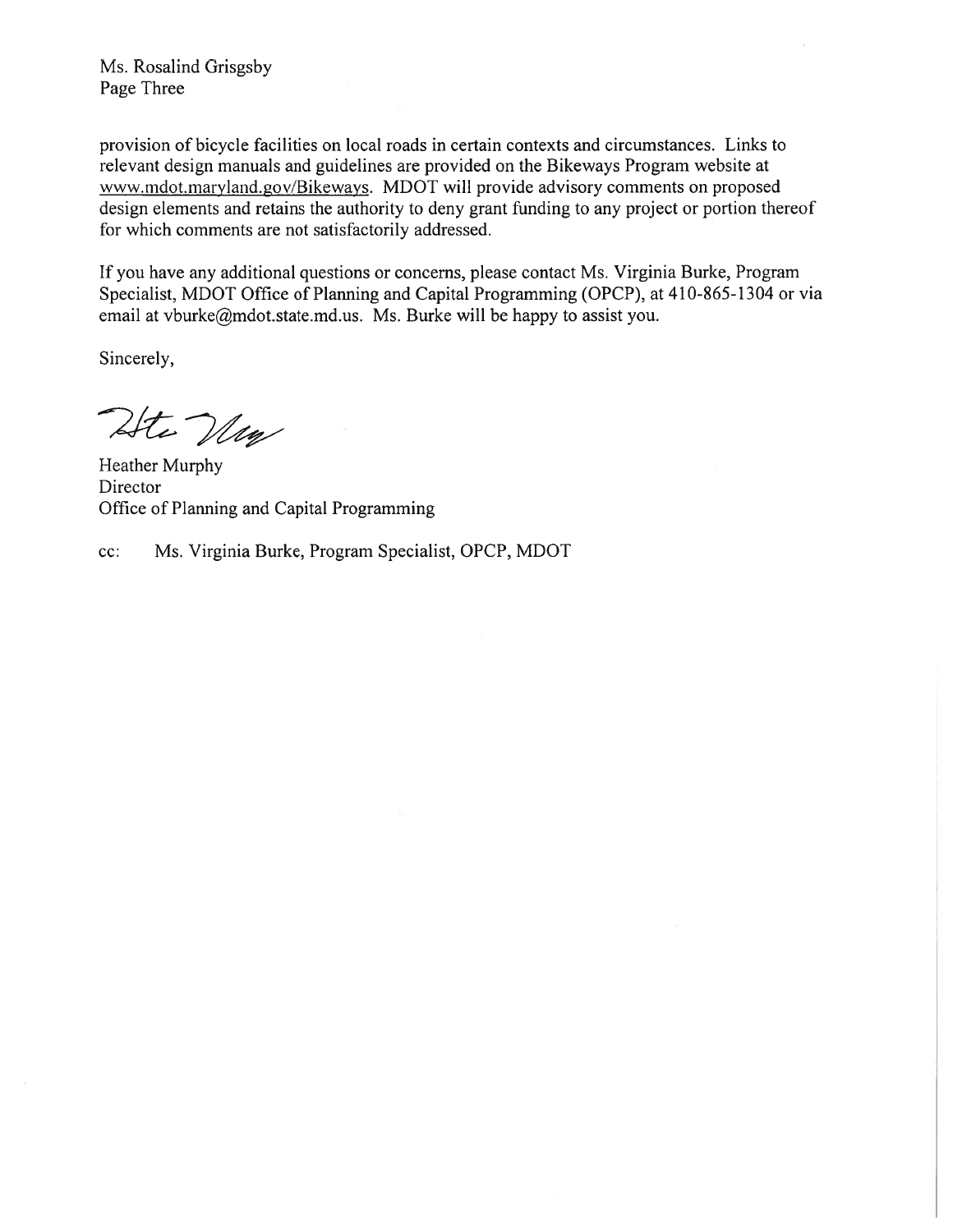provision of bicycle facilities on local roads in certain contexts and circumstances. Links to relevant design manuals and guidelines are provided on the Bikeways Program website at www.mdot.maryland.gov/Bikeways. MDOT will provide advisory comments on proposed design elements and retains the authority to deny grant funding to any project or portion thereof for which comments are not satisfactorily addressed.

If you have any additional questions or concerns, please contact Ms. Virginia Burke, Program Specialist, MDOT Office of Planning and Capital Programming (OPCP), at 410-865-1304 or via email at vburke@mdot.state.md.us. Ms. Burke will be happy to assist you.

Sincerely,

Heather Murphy
Director
Office of Planning and Capital Programming

cc: Ms. Virginia Burke, Program Specialist, OPCP, MDOT